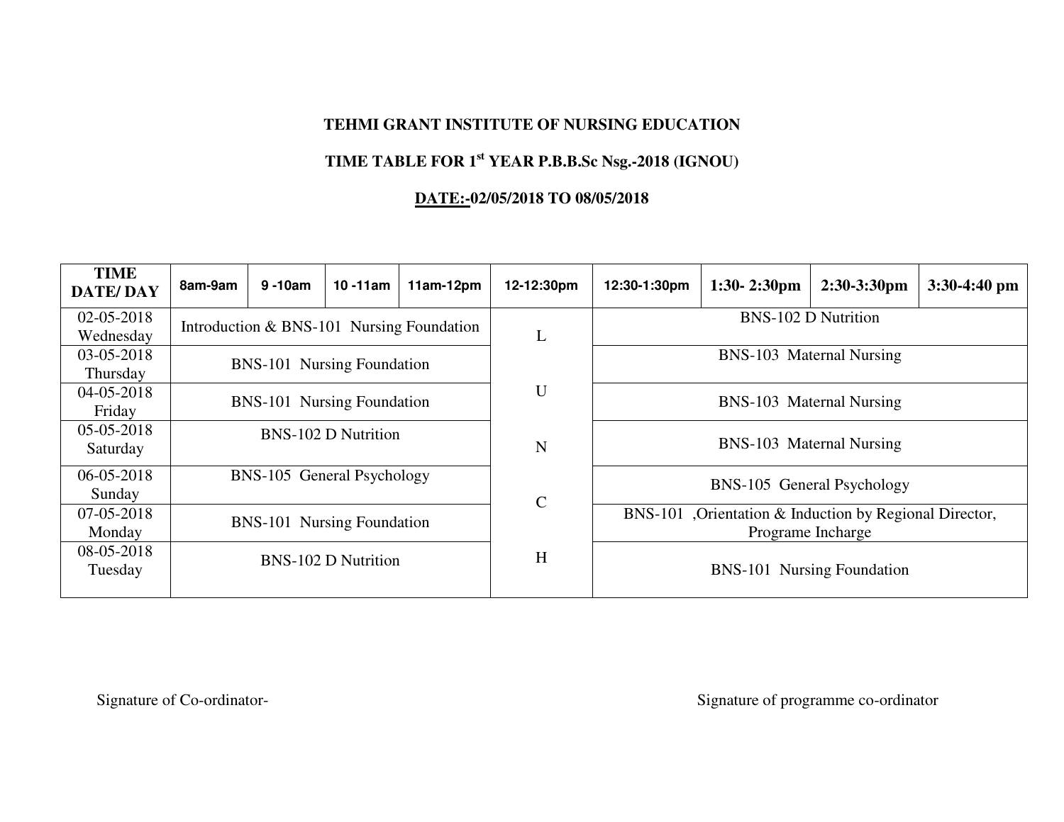**TEHMI GRANT INSTITUTE OF NURSING EDUCATION**

**TIME TABLE FOR 1st YEAR P.B.B.Sc Nsg.-2018 (IGNOU)**

**DATE:-02/05/2018 TO 08/05/2018**

| TIME DATE/ DAY | 8am-9am | 9 -10am | 10 -11am | 11am-12pm | 12-12:30pm | 12:30-1:30pm | 1:30- 2:30pm | 2:30-3:30pm | 3:30-4:40 pm |
|---|---|---|---|---|---|---|---|---|---|
| 02-05-2018 Wednesday | Introduction & BNS-101 Nursing Foundation | | | | L | BNS-102 D Nutrition | | | |
| 03-05-2018 Thursday | BNS-101 Nursing Foundation | | | | | BNS-103 Maternal Nursing | | | |
| 04-05-2018 Friday | BNS-101 Nursing Foundation | | | | U | BNS-103 Maternal Nursing | | | |
| 05-05-2018 Saturday | BNS-102 D Nutrition | | | | N | BNS-103 Maternal Nursing | | | |
| 06-05-2018 Sunday | BNS-105 General Psychology | | | | | BNS-105 General Psychology | | | |
| 07-05-2018 Monday | BNS-101 Nursing Foundation | | | | C | BNS-101 ,Orientation & Induction by Regional Director, Programe Incharge | | | |
| 08-05-2018 Tuesday | BNS-102 D Nutrition | | | | H | BNS-101 Nursing Foundation | | | |

Signature of Co-ordinator-

Signature of programme co-ordinator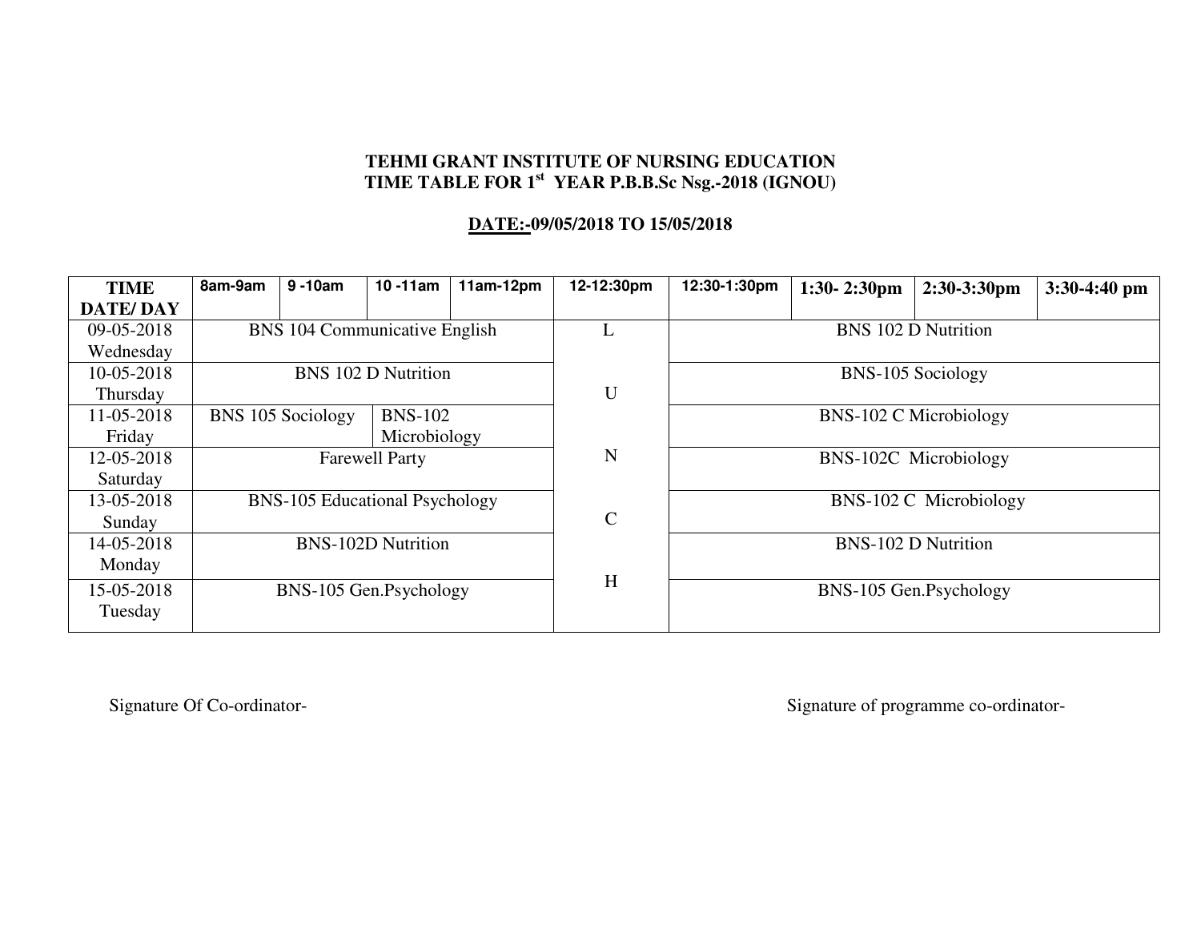**TEHMI GRANT INSTITUTE OF NURSING EDUCATION**
**TIME TABLE FOR 1st YEAR P.B.B.Sc Nsg.-2018 (IGNOU)**

**DATE:-09/05/2018 TO 15/05/2018**

| TIME DATE/ DAY | 8am-9am | 9 -10am | 10 -11am | 11am-12pm | 12-12:30pm | 12:30-1:30pm | 1:30- 2:30pm | 2:30-3:30pm | 3:30-4:40 pm |
|---|---|---|---|---|---|---|---|---|---|
| 09-05-2018 Wednesday | BNS 104 Communicative English | | | | L | BNS 102 D Nutrition | | | |
| 10-05-2018 Thursday | BNS 102 D Nutrition | | | | U | BNS-105 Sociology | | | |
| 11-05-2018 Friday | BNS 105 Sociology | | BNS-102 Microbiology | | | BNS-102 C Microbiology | | | |
| 12-05-2018 Saturday | Farewell Party | | | | N | BNS-102C Microbiology | | | |
| 13-05-2018 Sunday | BNS-105 Educational Psychology | | | | C | BNS-102 C Microbiology | | | |
| 14-05-2018 Monday | BNS-102D Nutrition | | | | | BNS-102 D Nutrition | | | |
| 15-05-2018 Tuesday | BNS-105 Gen.Psychology | | | | H | BNS-105 Gen.Psychology | | | |

Signature Of Co-ordinator-

Signature of programme co-ordinator-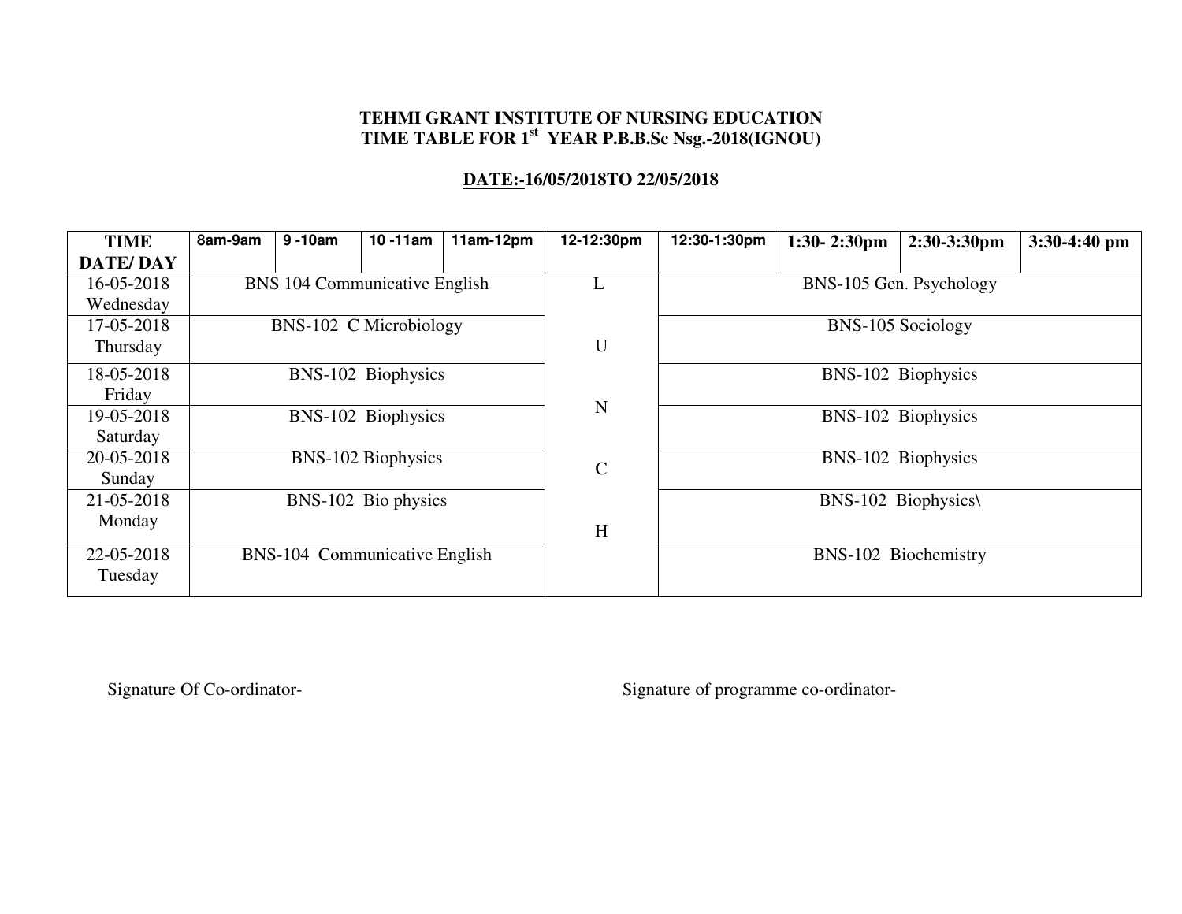**TEHMI GRANT INSTITUTE OF NURSING EDUCATION**
**TIME TABLE FOR 1st YEAR P.B.B.Sc Nsg.-2018(IGNOU)**

**DATE:-16/05/2018TO 22/05/2018**

| TIME DATE/ DAY | 8am-9am | 9 -10am | 10 -11am | 11am-12pm | 12-12:30pm | 12:30-1:30pm | 1:30- 2:30pm | 2:30-3:30pm | 3:30-4:40 pm |
|---|---|---|---|---|---|---|---|---|---|
| 16-05-2018 Wednesday | BNS 104 Communicative English | | | | L | BNS-105 Gen. Psychology | | | |
| 17-05-2018 Thursday | BNS-102 C Microbiology | | | | U | BNS-105 Sociology | | | |
| 18-05-2018 Friday | BNS-102 Biophysics | | | | | BNS-102 Biophysics | | | |
| 19-05-2018 Saturday | BNS-102 Biophysics | | | | N | BNS-102 Biophysics | | | |
| 20-05-2018 Sunday | BNS-102 Biophysics | | | | C | BNS-102 Biophysics | | | |
| 21-05-2018 Monday | BNS-102 Bio physics | | | | | BNS-102 Biophysics\ | | | |
| 22-05-2018 Tuesday | BNS-104 Communicative English | | | | H | BNS-102 Biochemistry | | | |

Signature Of Co-ordinator-

Signature of programme co-ordinator-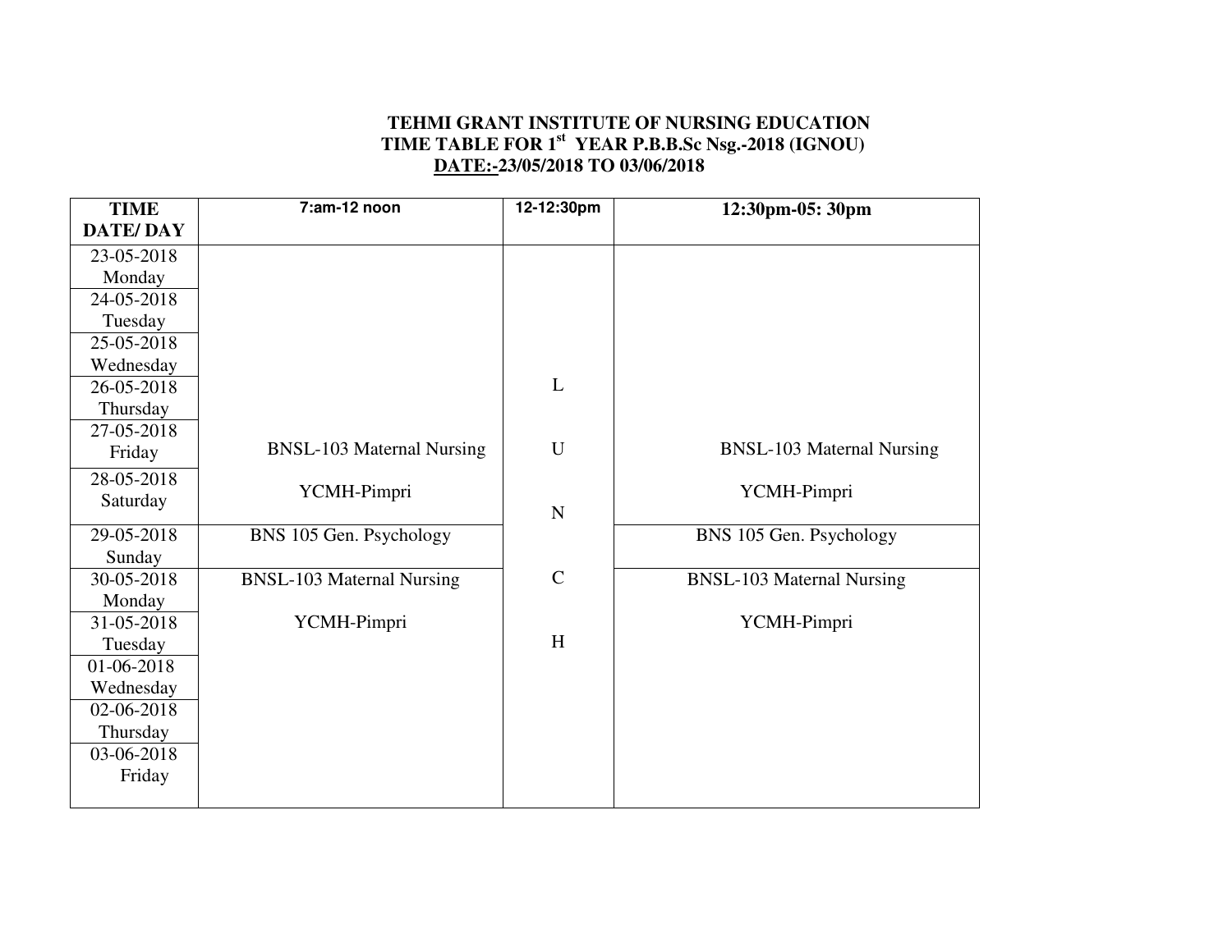**TEHMI GRANT INSTITUTE OF NURSING EDUCATION**
**TIME TABLE FOR 1st YEAR P.B.B.Sc Nsg.-2018 (IGNOU)**
**DATE:-23/05/2018 TO 03/06/2018**

| TIME DATE/ DAY | 7:am-12 noon | 12-12:30pm | 12:30pm-05: 30pm |
|---|---|---|---|
| 23-05-2018 Monday | BNSL-103 Maternal Nursing YCMH-Pimpri | LUNCH | BNSL-103 Maternal Nursing YCMH-Pimpri |
| 24-05-2018 Tuesday | | | |
| 25-05-2018 Wednesday | | | |
| 26-05-2018 Thursday | | | |
| 27-05-2018 Friday | | | |
| 28-05-2018 Saturday | | | |
| 29-05-2018 Sunday | BNS 105 Gen. Psychology | | BNS 105 Gen. Psychology |
| 30-05-2018 Monday | BNSL-103 Maternal Nursing YCMH-Pimpri | | BNSL-103 Maternal Nursing YCMH-Pimpri |
| 31-05-2018 Tuesday | | | |
| 01-06-2018 Wednesday | | | |
| 02-06-2018 Thursday | | | |
| 03-06-2018 Friday | | | |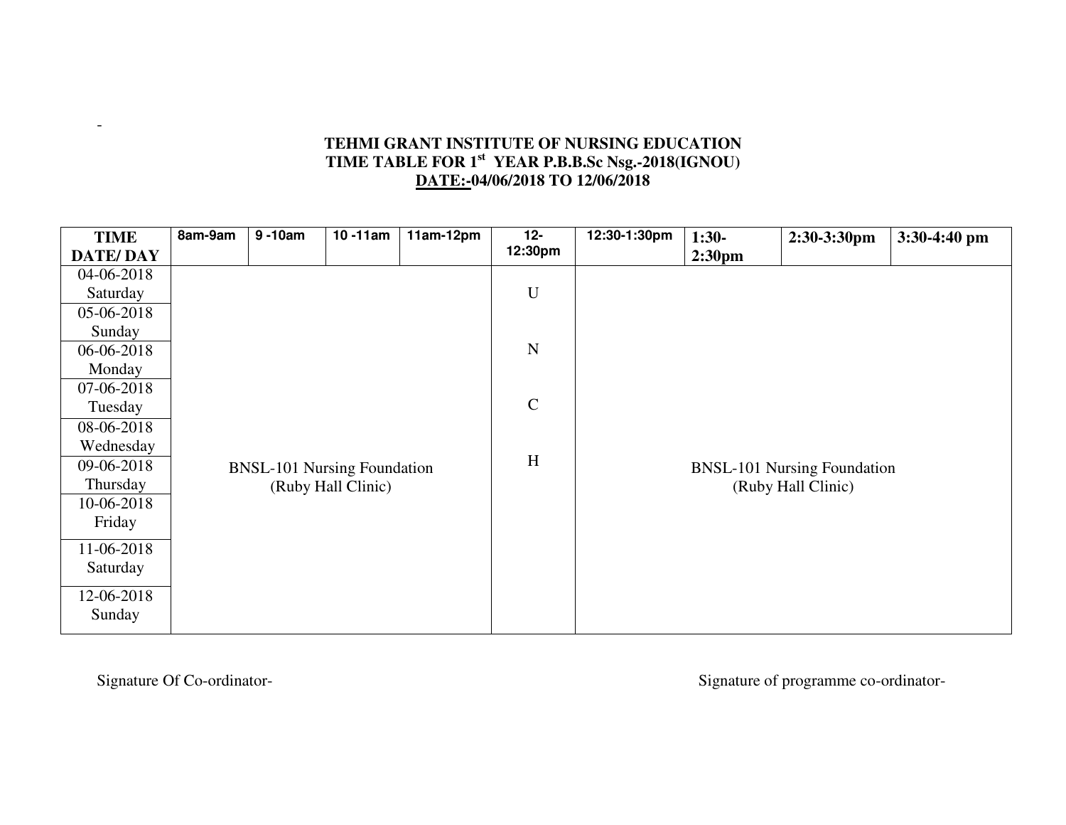**TEHMI GRANT INSTITUTE OF NURSING EDUCATION**
**TIME TABLE FOR 1st YEAR P.B.B.Sc Nsg.-2018(IGNOU)**
**DATE:-04/06/2018 TO 12/06/2018**

| TIME DATE/ DAY | 8am-9am | 9 -10am | 10 -11am | 11am-12pm | 12-12:30pm | 12:30-1:30pm | 1:30-2:30pm | 2:30-3:30pm | 3:30-4:40 pm |
|---|---|---|---|---|---|---|---|---|---|
| 04-06-2018 Saturday | BNSL-101 Nursing Foundation (Ruby Hall Clinic) | | | | LUNCH | BNSL-101 Nursing Foundation (Ruby Hall Clinic) | | | |
| 05-06-2018 Sunday | | | | | | | | | |
| 06-06-2018 Monday | | | | | | | | | |
| 07-06-2018 Tuesday | | | | | | | | | |
| 08-06-2018 Wednesday | | | | | | | | | |
| 09-06-2018 Thursday | | | | | | | | | |
| 10-06-2018 Friday | | | | | | | | | |
| 11-06-2018 Saturday | | | | | | | | | |
| 12-06-2018 Sunday | | | | | | | | | |

Signature Of Co-ordinator-

Signature of programme co-ordinator-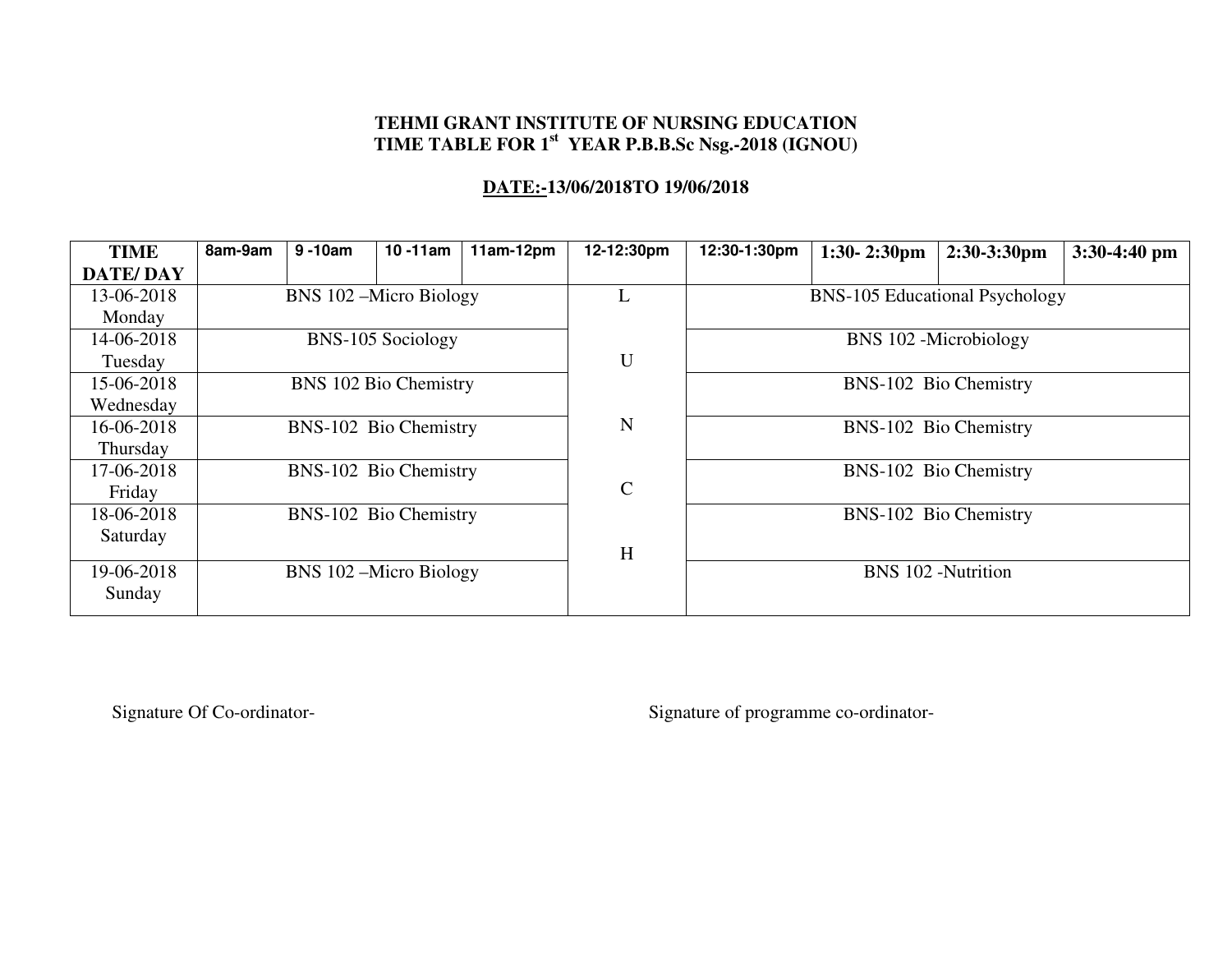**TEHMI GRANT INSTITUTE OF NURSING EDUCATION**
**TIME TABLE FOR 1st YEAR P.B.B.Sc Nsg.-2018 (IGNOU)**

**DATE:-13/06/2018TO 19/06/2018**

| TIME DATE/ DAY | 8am-9am | 9 -10am | 10 -11am | 11am-12pm | 12-12:30pm | 12:30-1:30pm | 1:30- 2:30pm | 2:30-3:30pm | 3:30-4:40 pm |
|---|---|---|---|---|---|---|---|---|---|
| 13-06-2018 Monday | BNS 102 –Micro Biology | | | | L | BNS-105 Educational Psychology | | | |
| 14-06-2018 Tuesday | BNS-105 Sociology | | | | U | BNS 102 -Microbiology | | | |
| 15-06-2018 Wednesday | BNS 102 Bio Chemistry | | | | | BNS-102 Bio Chemistry | | | |
| 16-06-2018 Thursday | BNS-102 Bio Chemistry | | | | N | BNS-102 Bio Chemistry | | | |
| 17-06-2018 Friday | BNS-102 Bio Chemistry | | | | C | BNS-102 Bio Chemistry | | | |
| 18-06-2018 Saturday | BNS-102 Bio Chemistry | | | | H | BNS-102 Bio Chemistry | | | |
| 19-06-2018 Sunday | BNS 102 –Micro Biology | | | | | BNS 102 -Nutrition | | | |

Signature Of Co-ordinator-

Signature of programme co-ordinator-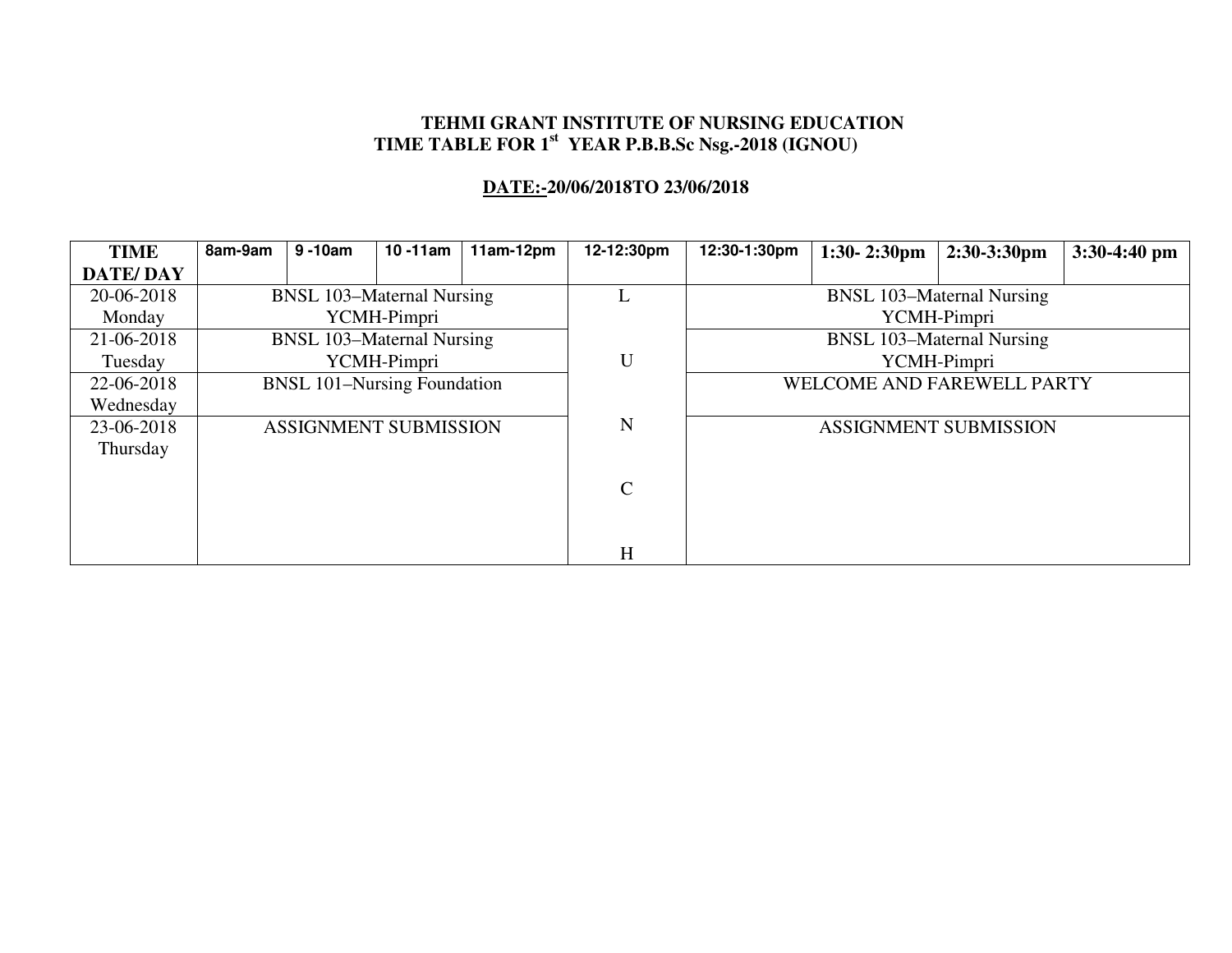**TEHMI GRANT INSTITUTE OF NURSING EDUCATION**

**TIME TABLE FOR 1st YEAR P.B.B.Sc Nsg.-2018 (IGNOU)**

**DATE:-20/06/2018TO 23/06/2018**

| TIME DATE/ DAY | 8am-9am | 9 -10am | 10 -11am | 11am-12pm | 12-12:30pm | 12:30-1:30pm | 1:30- 2:30pm | 2:30-3:30pm | 3:30-4:40 pm |
|---|---|---|---|---|---|---|---|---|---|
| 20-06-2018 Monday | BNSL 103–Maternal Nursing YCMH-Pimpri | | | | L | BNSL 103–Maternal Nursing YCMH-Pimpri | | | |
| 21-06-2018 Tuesday | BNSL 103–Maternal Nursing YCMH-Pimpri | | | | U | BNSL 103–Maternal Nursing YCMH-Pimpri | | | |
| 22-06-2018 Wednesday | BNSL 101–Nursing Foundation | | | | | WELCOME AND FAREWELL PARTY | | | |
| 23-06-2018 Thursday | ASSIGNMENT SUBMISSION | | | | N C H | ASSIGNMENT SUBMISSION | | | |